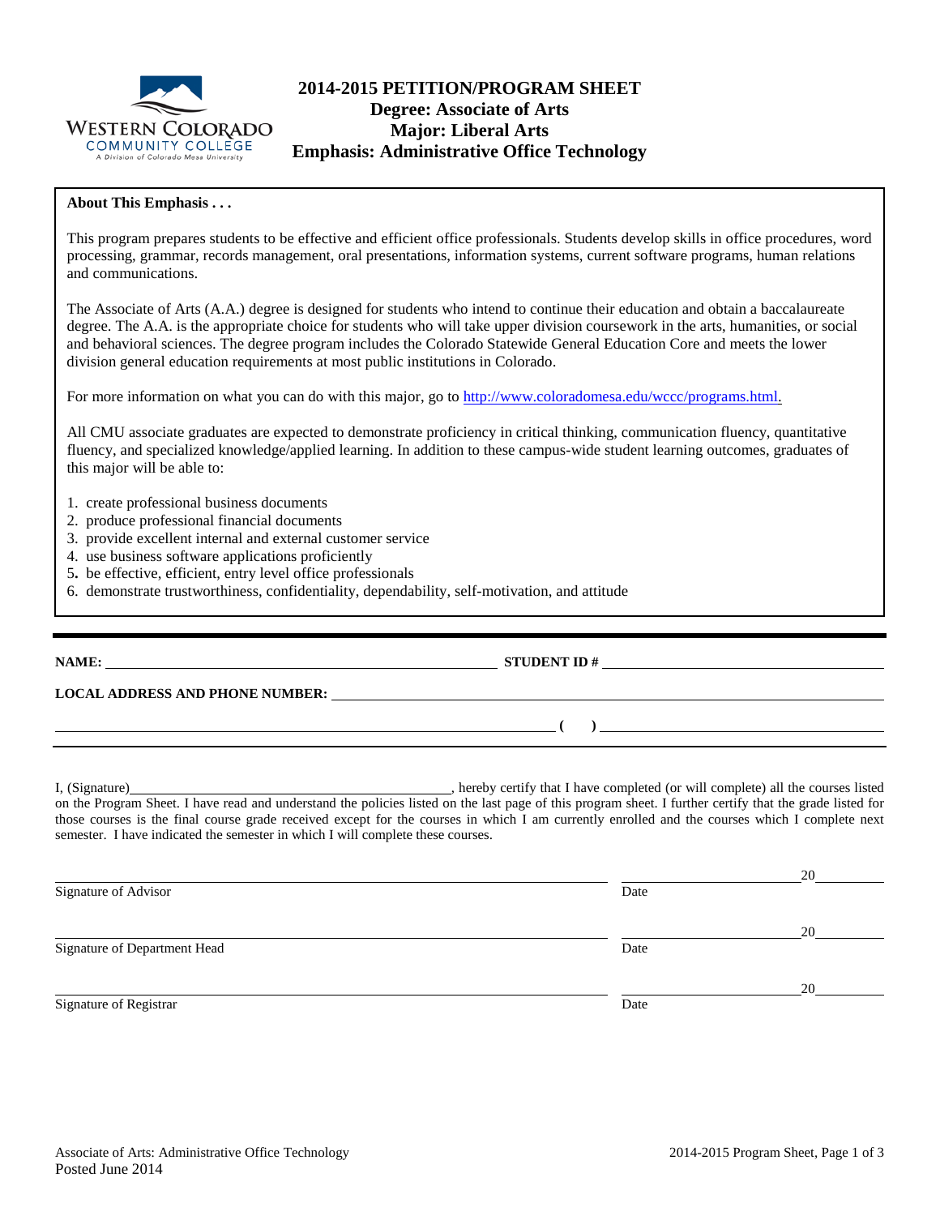# 2014-2015 PETITION/PROGRAM SHEET

## Degree: Associate of Arts
## Major: Liberal Arts
## Emphasis: Administrative Office Technology

**About This Emphasis . . .**

This program prepares students to be effective and efficient office professionals. Students develop skills in office procedures, word processing, grammar, records management, oral presentations, information systems, current software programs, human relations and communications.

The Associate of Arts (A.A.) degree is designed for students who intend to continue their education and obtain a baccalaureate degree. The A.A. is the appropriate choice for students who will take upper division coursework in the arts, humanities, or social and behavioral sciences. The degree program includes the Colorado Statewide General Education Core and meets the lower division general education requirements at most public institutions in Colorado.

For more information on what you can do with this major, go to http://www.coloradomesa.edu/wccc/programs.html.

All CMU associate graduates are expected to demonstrate proficiency in critical thinking, communication fluency, quantitative fluency, and specialized knowledge/applied learning. In addition to these campus-wide student learning outcomes, graduates of this major will be able to:

1. create professional business documents
2. produce professional financial documents
3. provide excellent internal and external customer service
4. use business software applications proficiently
5. be effective, efficient, entry level office professionals
6. demonstrate trustworthiness, confidentiality, dependability, self-motivation, and attitude

---

**NAME:** ______________________ **STUDENT ID #** ______________________

**LOCAL ADDRESS AND PHONE NUMBER:** ______________________

______________________ **( )** ______________________

I, (Signature)______________________, hereby certify that I have completed (or will complete) all the courses listed on the Program Sheet. I have read and understand the policies listed on the last page of this program sheet. I further certify that the grade listed for those courses is the final course grade received except for the courses in which I am currently enrolled and the courses which I complete next semester. I have indicated the semester in which I will complete these courses.

______________________ ______________20______
Signature of Advisor Date

______________________ ______________20______
Signature of Department Head Date

______________________ ______________20______
Signature of Registrar Date

Associate of Arts: Administrative Office Technology
Posted June 2014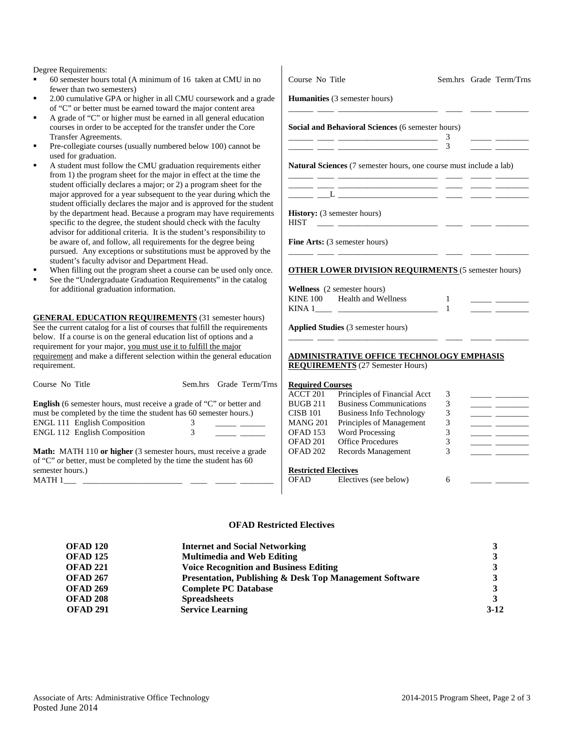Degree Requirements:

- 60 semester hours total (A minimum of 16 taken at CMU in no fewer than two semesters)
- 2.00 cumulative GPA or higher in all CMU coursework and a grade of "C" or better must be earned toward the major content area
- A grade of "C" or higher must be earned in all general education courses in order to be accepted for the transfer under the Core Transfer Agreements.
- Pre-collegiate courses (usually numbered below 100) cannot be used for graduation.
- A student must follow the CMU graduation requirements either from 1) the program sheet for the major in effect at the time the student officially declares a major; or 2) a program sheet for the major approved for a year subsequent to the year during which the student officially declares the major and is approved for the student by the department head. Because a program may have requirements specific to the degree, the student should check with the faculty advisor for additional criteria. It is the student's responsibility to be aware of, and follow, all requirements for the degree being pursued. Any exceptions or substitutions must be approved by the student's faculty advisor and Department Head.
- When filling out the program sheet a course can be used only once.
- See the "Undergraduate Graduation Requirements" in the catalog for additional graduation information.

**GENERAL EDUCATION REQUIREMENTS** (31 semester hours) See the current catalog for a list of courses that fulfill the requirements below. If a course is on the general education list of options and a requirement for your major, you must use it to fulfill the major requirement and make a different selection within the general education requirement.

| Course | No | Title | Sem.hrs | Grade | Term/Trns |
|---|---|---|---|---|---|
| **English** (6 semester hours, must receive a grade of "C" or better and must be completed by the time the student has 60 semester hours.) | | | | | |
| ENGL | 111 | English Composition | 3 | | |
| ENGL | 112 | English Composition | 3 | | |
| **Math:** MATH 110 **or higher** (3 semester hours, must receive a grade of "C" or better, must be completed by the time the student has 60 semester hours.) | | | | | |
| MATH | 1___ | | | | |
| **Humanities** (3 semester hours) | | | | | |
| | | | | | |
| **Social and Behavioral Sciences** (6 semester hours) | | | | | |
| | | | 3 | | |
| | | | 3 | | |
| **Natural Sciences** (7 semester hours, one course must include a lab) | | | | | |
| | | | | | |
| | | | | | |
| | ___L | | | | |
| **History:** (3 semester hours) | | | | | |
| HIST | | | | | |
| **Fine Arts:** (3 semester hours) | | | | | |
| | | | | | |

**OTHER LOWER DIVISION REQUIRMENTS** (5 semester hours)

| Course | No | Title | Sem.hrs | Grade | Term/Trns |
|---|---|---|---|---|---|
| **Wellness** (2 semester hours) | | | | | |
| KINE | 100 | Health and Wellness | 1 | | |
| KINA | 1____ | | 1 | | |
| **Applied Studies** (3 semester hours) | | | | | |
| | | | | | |

**ADMINISTRATIVE OFFICE TECHNOLOGY EMPHASIS REQUIREMENTS** (27 Semester Hours)

| Course | Title | Sem.hrs | Grade | Term/Trns |
|---|---|---|---|---|
| **Required Courses** | | | | |
| ACCT 201 | Principles of Financial Acct | 3 | | |
| BUGB 211 | Business Communications | 3 | | |
| CISB 101 | Business Info Technology | 3 | | |
| MANG 201 | Principles of Management | 3 | | |
| OFAD 153 | Word Processing | 3 | | |
| OFAD 201 | Office Procedures | 3 | | |
| OFAD 202 | Records Management | 3 | | |
| **Restricted Electives** | | | | |
| OFAD | Electives (see below) | 6 | | |

**OFAD Restricted Electives**

| Course | Title | Hours |
|---|---|---|
| **OFAD 120** | **Internet and Social Networking** | **3** |
| **OFAD 125** | **Multimedia and Web Editing** | **3** |
| **OFAD 221** | **Voice Recognition and Business Editing** | **3** |
| **OFAD 267** | **Presentation, Publishing & Desk Top Management Software** | **3** |
| **OFAD 269** | **Complete PC Database** | **3** |
| **OFAD 208** | **Spreadsheets** | **3** |
| **OFAD 291** | **Service Learning** | **3-12** |

Associate of Arts: Administrative Office Technology
Posted June 2014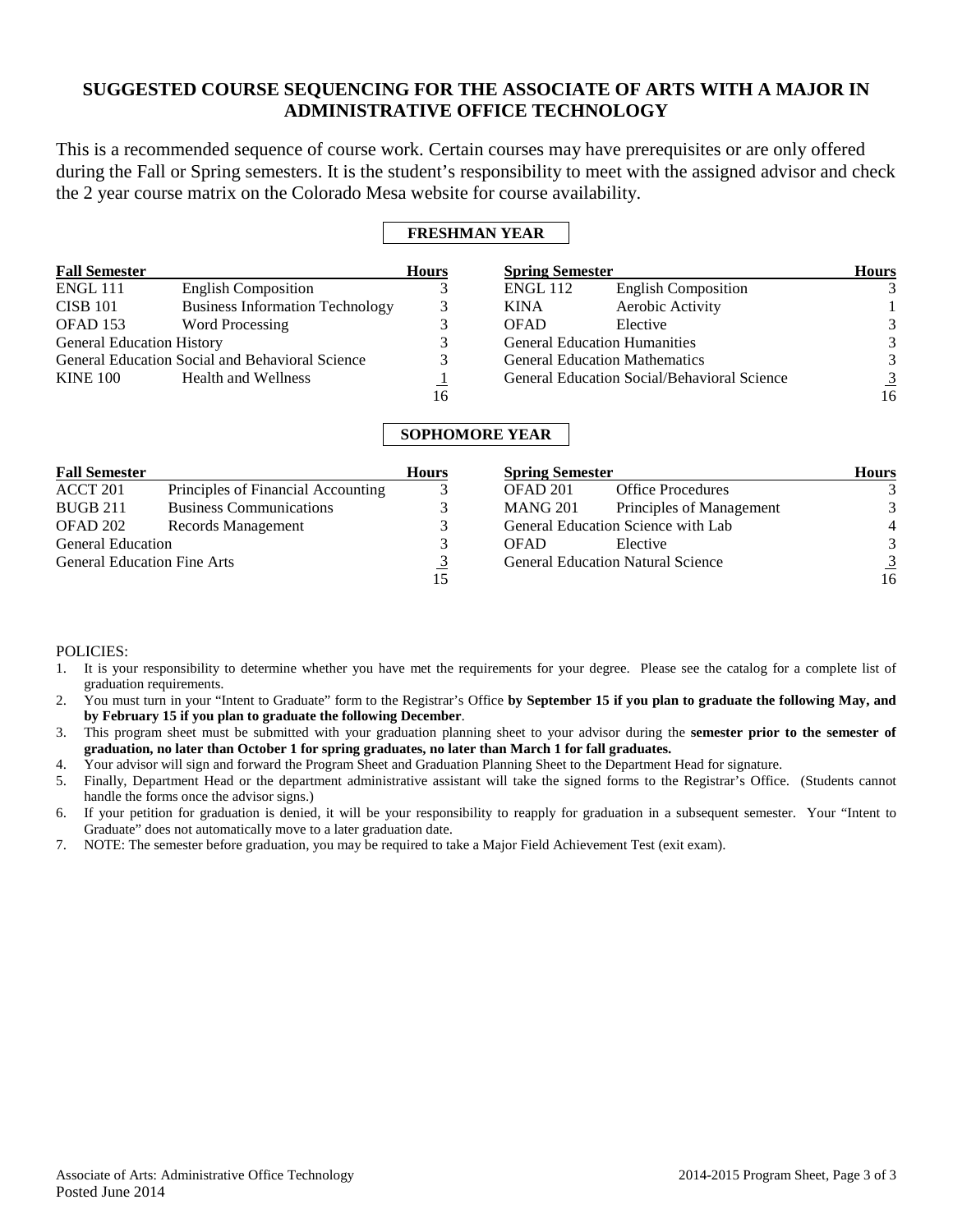# SUGGESTED COURSE SEQUENCING FOR THE ASSOCIATE OF ARTS WITH A MAJOR IN ADMINISTRATIVE OFFICE TECHNOLOGY

This is a recommended sequence of course work. Certain courses may have prerequisites or are only offered during the Fall or Spring semesters. It is the student's responsibility to meet with the assigned advisor and check the 2 year course matrix on the Colorado Mesa website for course availability.

## FRESHMAN YEAR

| Fall Semester | | Hours | Spring Semester | | Hours |
|---|---|---|---|---|---|
| ENGL 111 | English Composition | 3 | ENGL 112 | English Composition | 3 |
| CISB 101 | Business Information Technology | 3 | KINA | Aerobic Activity | 1 |
| OFAD 153 | Word Processing | 3 | OFAD | Elective | 3 |
| General Education History | | 3 | General Education Humanities | | 3 |
| General Education Social and Behavioral Science | | 3 | General Education Mathematics | | 3 |
| KINE 100 | Health and Wellness | 1 | General Education Social/Behavioral Science | | 3 |
| | | 16 | | | 16 |

## SOPHOMORE YEAR

| Fall Semester | | Hours | Spring Semester | | Hours |
|---|---|---|---|---|---|
| ACCT 201 | Principles of Financial Accounting | 3 | OFAD 201 | Office Procedures | 3 |
| BUGB 211 | Business Communications | 3 | MANG 201 | Principles of Management | 3 |
| OFAD 202 | Records Management | 3 | General Education Science with Lab | | 4 |
| General Education | | 3 | OFAD | Elective | 3 |
| General Education Fine Arts | | 3 | General Education Natural Science | | 3 |
| | | 15 | | | 16 |

POLICIES:

1. It is your responsibility to determine whether you have met the requirements for your degree. Please see the catalog for a complete list of graduation requirements.
2. You must turn in your "Intent to Graduate" form to the Registrar's Office **by September 15 if you plan to graduate the following May, and by February 15 if you plan to graduate the following December**.
3. This program sheet must be submitted with your graduation planning sheet to your advisor during the **semester prior to the semester of graduation, no later than October 1 for spring graduates, no later than March 1 for fall graduates.**
4. Your advisor will sign and forward the Program Sheet and Graduation Planning Sheet to the Department Head for signature.
5. Finally, Department Head or the department administrative assistant will take the signed forms to the Registrar's Office. (Students cannot handle the forms once the advisor signs.)
6. If your petition for graduation is denied, it will be your responsibility to reapply for graduation in a subsequent semester. Your "Intent to Graduate" does not automatically move to a later graduation date.
7. NOTE: The semester before graduation, you may be required to take a Major Field Achievement Test (exit exam).

Associate of Arts: Administrative Office Technology
Posted June 2014